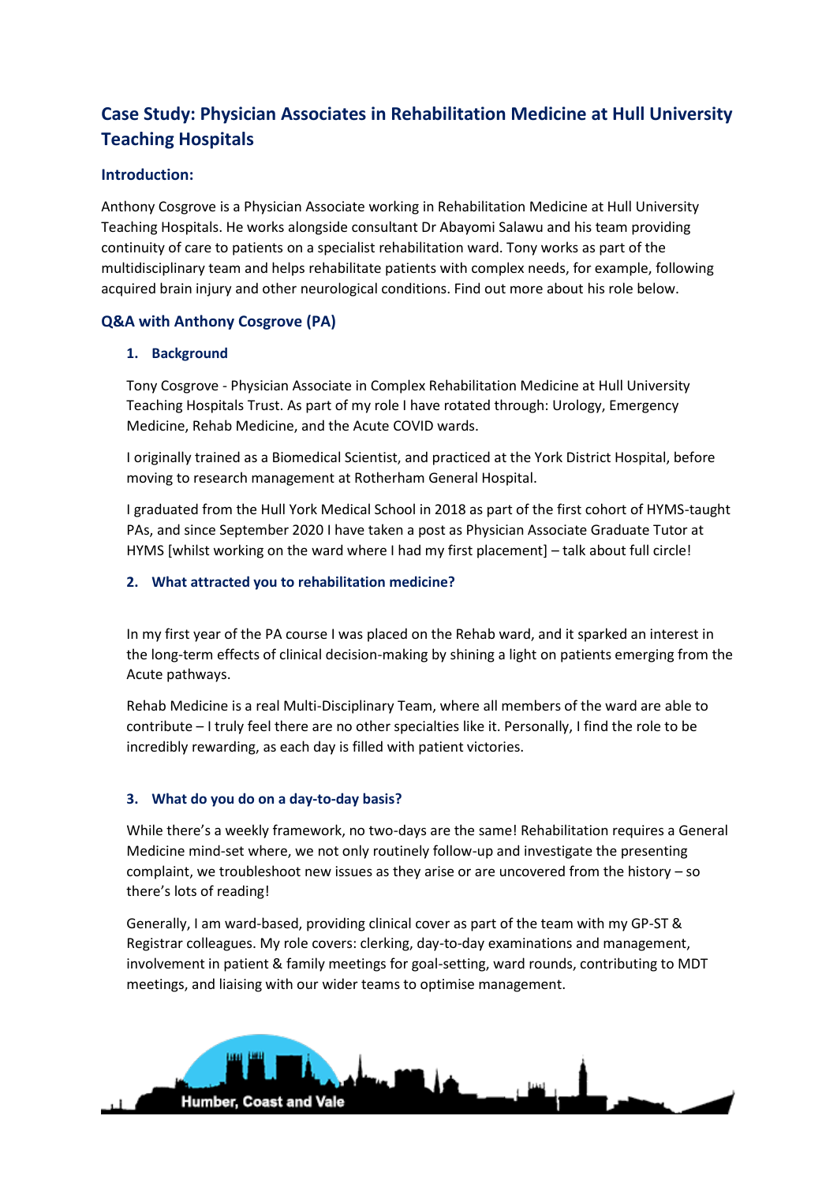# Case Study: Physician Associates in Rehabilitation Medicine at Hull University Teaching Hospitals

## Introduction:

Anthony Cosgrove is a Physician Associate working in Rehabilitation Medicine at Hull University Teaching Hospitals. He works alongside consultant Dr Abayomi Salawu and his team providing continuity of care to patients on a specialist rehabilitation ward. Tony works as part of the multidisciplinary team and helps rehabilitate patients with complex needs, for example, following acquired brain injury and other neurological conditions. Find out more about his role below.

## Q&A with Anthony Cosgrove (PA)

### 1. Background

Tony Cosgrove - Physician Associate in Complex Rehabilitation Medicine at Hull University Teaching Hospitals Trust. As part of my role I have rotated through: Urology, Emergency Medicine, Rehab Medicine, and the Acute COVID wards.

I originally trained as a Biomedical Scientist, and practiced at the York District Hospital, before moving to research management at Rotherham General Hospital.

I graduated from the Hull York Medical School in 2018 as part of the first cohort of HYMS-taught PAs, and since September 2020 I have taken a post as Physician Associate Graduate Tutor at HYMS [whilst working on the ward where I had my first placement] – talk about full circle!

### 2. What attracted you to rehabilitation medicine?

In my first year of the PA course I was placed on the Rehab ward, and it sparked an interest in the long-term effects of clinical decision-making by shining a light on patients emerging from the Acute pathways.

Rehab Medicine is a real Multi-Disciplinary Team, where all members of the ward are able to contribute – I truly feel there are no other specialties like it. Personally, I find the role to be incredibly rewarding, as each day is filled with patient victories.

### 3. What do you do on a day-to-day basis?

While there's a weekly framework, no two-days are the same! Rehabilitation requires a General Medicine mind-set where, we not only routinely follow-up and investigate the presenting complaint, we troubleshoot new issues as they arise or are uncovered from the history – so there's lots of reading!

Generally, I am ward-based, providing clinical cover as part of the team with my GP-ST & Registrar colleagues. My role covers: clerking, day-to-day examinations and management, involvement in patient & family meetings for goal-setting, ward rounds, contributing to MDT meetings, and liaising with our wider teams to optimise management.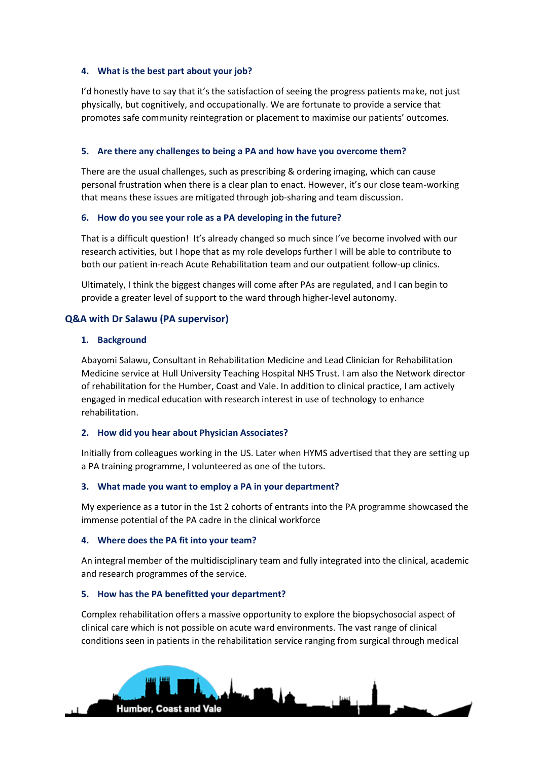#### 4. What is the best part about your job?

I'd honestly have to say that it's the satisfaction of seeing the progress patients make, not just physically, but cognitively, and occupationally. We are fortunate to provide a service that promotes safe community reintegration or placement to maximise our patients' outcomes.

#### 5. Are there any challenges to being a PA and how have you overcome them?

There are the usual challenges, such as prescribing & ordering imaging, which can cause personal frustration when there is a clear plan to enact. However, it's our close team-working that means these issues are mitigated through job-sharing and team discussion.

#### 6. How do you see your role as a PA developing in the future?

That is a difficult question! It's already changed so much since I've become involved with our research activities, but I hope that as my role develops further I will be able to contribute to both our patient in-reach Acute Rehabilitation team and our outpatient follow-up clinics.

Ultimately, I think the biggest changes will come after PAs are regulated, and I can begin to provide a greater level of support to the ward through higher-level autonomy.

### Q&A with Dr Salawu (PA supervisor)

#### 1. Background

Abayomi Salawu, Consultant in Rehabilitation Medicine and Lead Clinician for Rehabilitation Medicine service at Hull University Teaching Hospital NHS Trust. I am also the Network director of rehabilitation for the Humber, Coast and Vale. In addition to clinical practice, I am actively engaged in medical education with research interest in use of technology to enhance rehabilitation.

#### 2. How did you hear about Physician Associates?

Initially from colleagues working in the US. Later when HYMS advertised that they are setting up a PA training programme, I volunteered as one of the tutors.

#### 3. What made you want to employ a PA in your department?

My experience as a tutor in the 1st 2 cohorts of entrants into the PA programme showcased the immense potential of the PA cadre in the clinical workforce

#### 4. Where does the PA fit into your team?

An integral member of the multidisciplinary team and fully integrated into the clinical, academic and research programmes of the service.

#### 5. How has the PA benefitted your department?

Complex rehabilitation offers a massive opportunity to explore the biopsychosocial aspect of clinical care which is not possible on acute ward environments. The vast range of clinical conditions seen in patients in the rehabilitation service ranging from surgical through medical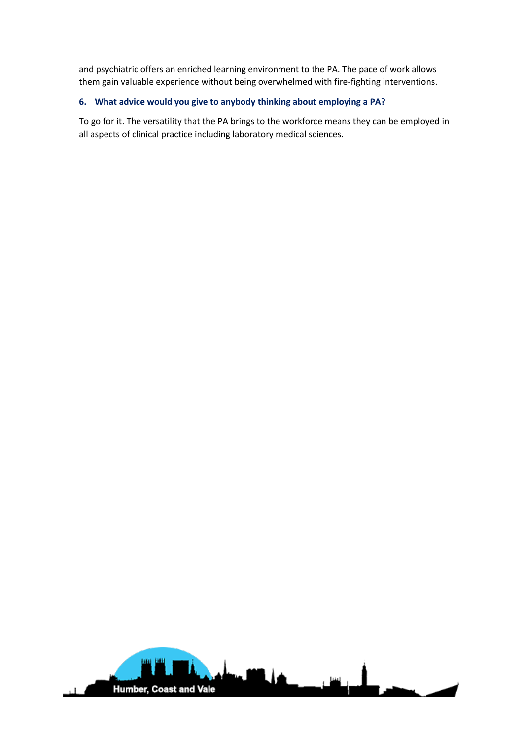and psychiatric offers an enriched learning environment to the PA. The pace of work allows them gain valuable experience without being overwhelmed with fire-fighting interventions.

### 6. What advice would you give to anybody thinking about employing a PA?

To go for it. The versatility that the PA brings to the workforce means they can be employed in all aspects of clinical practice including laboratory medical sciences.